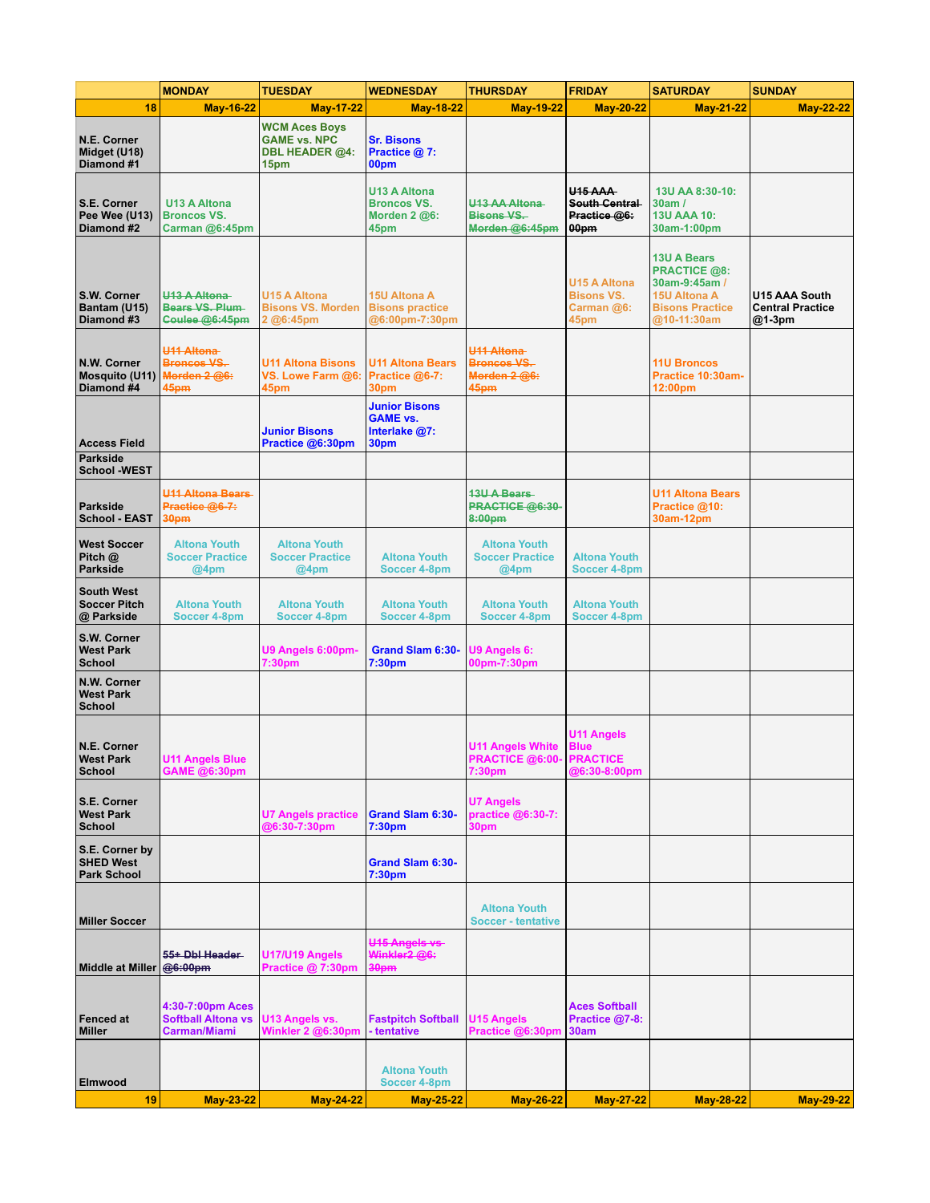| | MONDAY | TUESDAY | WEDNESDAY | THURSDAY | FRIDAY | SATURDAY | SUNDAY |
|---|---|---|---|---|---|---|---|
| 18 | May-16-22 | May-17-22 | May-18-22 | May-19-22 | May-20-22 | May-21-22 | May-22-22 |
| N.E. Corner Midget (U18) Diamond #1 | | WCM Aces Boys GAME vs. NPC DBL HEADER @4:15pm | Sr. Bisons Practice @ 7:00pm | | | | |
| S.E. Corner Pee Wee (U13) Diamond #2 | U13 A Altona Broncos VS. Carman @6:45pm | | U13 A Altona Broncos VS. Morden 2 @6:45pm | ~~U13 AA Altona Bisons VS. Morden @6:45pm~~ | ~~U15 AAA South Central Practice @6:00pm~~ | 13U AA 8:30-10:30am / 13U AAA 10:30am-1:00pm | |
| S.W. Corner Bantam (U15) Diamond #3 | ~~U13 A Altona Bears VS. Plum Coulee @6:45pm~~ | U15 A Altona Bisons VS. Morden 2 @6:45pm | 15U Altona A Bisons practice @6:00pm-7:30pm | | U15 A Altona Bisons VS. Carman @6:45pm | 13U A Bears PRACTICE @8:30am-9:45am / 15U Altona A Bisons Practice @10-11:30am | U15 AAA South Central Practice @1-3pm |
| N.W. Corner Mosquito (U11) Diamond #4 | ~~U11 Altona Broncos VS. Morden 2 @6:45pm~~ | U11 Altona Bisons VS. Lowe Farm @6:45pm | U11 Altona Bears Practice @6-7:30pm | ~~U11 Altona Broncos VS. Morden 2 @6:45pm~~ | | 11U Broncos Practice 10:30am-12:00pm | |
| Access Field | | Junior Bisons Practice @6:30pm | Junior Bisons GAME vs. Interlake @7:30pm | | | | |
| Parkside School -WEST | | | | | | | |
| Parkside School - EAST | ~~U11 Altona Bears Practice @6-7:30pm~~ | | | ~~13U A Bears PRACTICE @6:30-8:00pm~~ | | U11 Altona Bears Practice @10:30am-12pm | |
| West Soccer Pitch @ Parkside | Altona Youth Soccer Practice @4pm | Altona Youth Soccer Practice @4pm | Altona Youth Soccer 4-8pm | Altona Youth Soccer Practice @4pm | Altona Youth Soccer 4-8pm | | |
| South West Soccer Pitch @ Parkside | Altona Youth Soccer 4-8pm | Altona Youth Soccer 4-8pm | Altona Youth Soccer 4-8pm | Altona Youth Soccer 4-8pm | Altona Youth Soccer 4-8pm | | |
| S.W. Corner West Park School | | U9 Angels 6:00pm-7:30pm | Grand Slam 6:30-7:30pm | U9 Angels 6:00pm-7:30pm | | | |
| N.W. Corner West Park School | | | | | | | |
| N.E. Corner West Park School | U11 Angels Blue GAME @6:30pm | | | U11 Angels White PRACTICE @6:00-7:30pm | U11 Angels Blue PRACTICE @6:30-8:00pm | | |
| S.E. Corner West Park School | | U7 Angels practice @6:30-7:30pm | Grand Slam 6:30-7:30pm | U7 Angels practice @6:30-7:30pm | | | |
| S.E. Corner by SHED West Park School | | | Grand Slam 6:30-7:30pm | | | | |
| Miller Soccer | | | | Altona Youth Soccer - tentative | | | |
| Middle at Miller | ~~55+ Dbl Header @6:00pm~~ | U17/U19 Angels Practice @ 7:30pm | ~~U15 Angels vs Winkler2 @6:30pm~~ | | | | |
| Fenced at Miller | 4:30-7:00pm Aces Softball Altona vs Carman/Miami | U13 Angels vs. Winkler 2 @6:30pm | Fastpitch Softball - tentative | U15 Angels Practice @6:30pm | Aces Softball Practice @7-8:30am | | |
| Elmwood | | | Altona Youth Soccer 4-8pm | | | | |
| 19 | May-23-22 | May-24-22 | May-25-22 | May-26-22 | May-27-22 | May-28-22 | May-29-22 |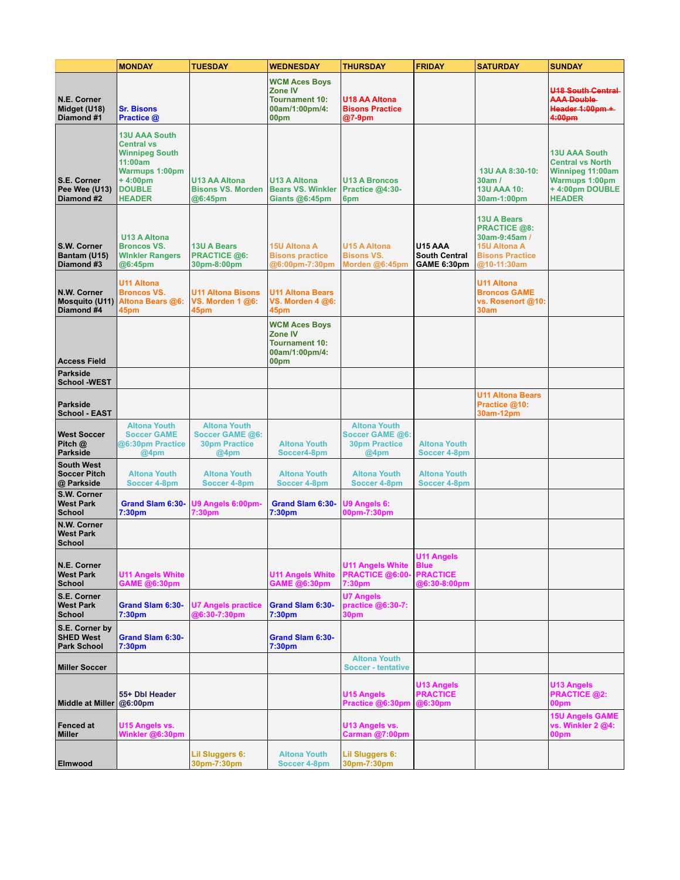| | MONDAY | TUESDAY | WEDNESDAY | THURSDAY | FRIDAY | SATURDAY | SUNDAY |
|---|---|---|---|---|---|---|---|
| **N.E. Corner Midget (U18) Diamond #1** | Sr. Bisons Practice @ | | WCM Aces Boys Zone IV Tournament 10: 00am/1:00pm/4: 00pm | U18 AA Altona Bisons Practice @7-9pm | | | ~~U18 South Central AAA Double Header 1:00pm + 4:00pm~~ |
| **S.E. Corner Pee Wee (U13) Diamond #2** | 13U AAA South Central vs Winnipeg South 11:00am Warmups 1:00pm + 4:00pm DOUBLE HEADER | U13 AA Altona Bisons VS. Morden @6:45pm | U13 A Altona Bears VS. Winkler Giants @6:45pm | U13 A Broncos Practice @4:30-6pm | | 13U AA 8:30-10: 30am / 13U AAA 10: 30am-1:00pm | 13U AAA South Central vs North Winnipeg 11:00am Warmups 1:00pm + 4:00pm DOUBLE HEADER |
| **S.W. Corner Bantam (U15) Diamond #3** | U13 A Altona Broncos VS. WInkler Rangers @6:45pm | 13U A Bears PRACTICE @6: 30pm-8:00pm | 15U Altona A Bisons practice @6:00pm-7:30pm | U15 A Altona Bisons VS. Morden @6:45pm | U15 AAA South Central GAME 6:30pm | 13U A Bears PRACTICE @8: 30am-9:45am / 15U Altona A Bisons Practice @10-11:30am | |
| **N.W. Corner Mosquito (U11) Diamond #4** | U11 Altona Broncos VS. Altona Bears @6: 45pm | U11 Altona Bisons VS. Morden 1 @6: 45pm | U11 Altona Bears VS. Morden 4 @6: 45pm | | | U11 Altona Broncos GAME vs. Rosenort @10: 30am | |
| **Access Field** | | | WCM Aces Boys Zone IV Tournament 10: 00am/1:00pm/4: 00pm | | | | |
| **Parkside School -WEST** | | | | | | | |
| **Parkside School - EAST** | | | | | | U11 Altona Bears Practice @10: 30am-12pm | |
| **West Soccer Pitch @ Parkside** | Altona Youth Soccer GAME @6:30pm Practice @4pm | Altona Youth Soccer GAME @6: 30pm Practice @4pm | Altona Youth Soccer4-8pm | Altona Youth Soccer GAME @6: 30pm Practice @4pm | Altona Youth Soccer 4-8pm | | |
| **South West Soccer Pitch @ Parkside** | Altona Youth Soccer 4-8pm | Altona Youth Soccer 4-8pm | Altona Youth Soccer 4-8pm | Altona Youth Soccer 4-8pm | Altona Youth Soccer 4-8pm | | |
| **S.W. Corner West Park School** | Grand Slam 6:30-7:30pm | U9 Angels 6:00pm-7:30pm | Grand Slam 6:30-7:30pm | U9 Angels 6: 00pm-7:30pm | | | |
| **N.W. Corner West Park School** | | | | | | | |
| **N.E. Corner West Park School** | U11 Angels White GAME @6:30pm | | U11 Angels White GAME @6:30pm | U11 Angels White PRACTICE @6:00-7:30pm | U11 Angels Blue PRACTICE @6:30-8:00pm | | |
| **S.E. Corner West Park School** | Grand Slam 6:30-7:30pm | U7 Angels practice @6:30-7:30pm | Grand Slam 6:30-7:30pm | U7 Angels practice @6:30-7: 30pm | | | |
| **S.E. Corner by SHED West Park School** | Grand Slam 6:30-7:30pm | | Grand Slam 6:30-7:30pm | | | | |
| **Miller Soccer** | | | | Altona Youth Soccer - tentative | | | |
| **Middle at Miller** | 55+ Dbl Header @6:00pm | | | U15 Angels Practice @6:30pm | U13 Angels PRACTICE @6:30pm | | U13 Angels PRACTICE @2: 00pm |
| **Fenced at Miller** | U15 Angels vs. Winkler @6:30pm | | | U13 Angels vs. Carman @7:00pm | | | 15U Angels GAME vs. Winkler 2 @4: 00pm |
| **Elmwood** | | Lil Sluggers 6: 30pm-7:30pm | Altona Youth Soccer 4-8pm | Lil Sluggers 6: 30pm-7:30pm | | | |